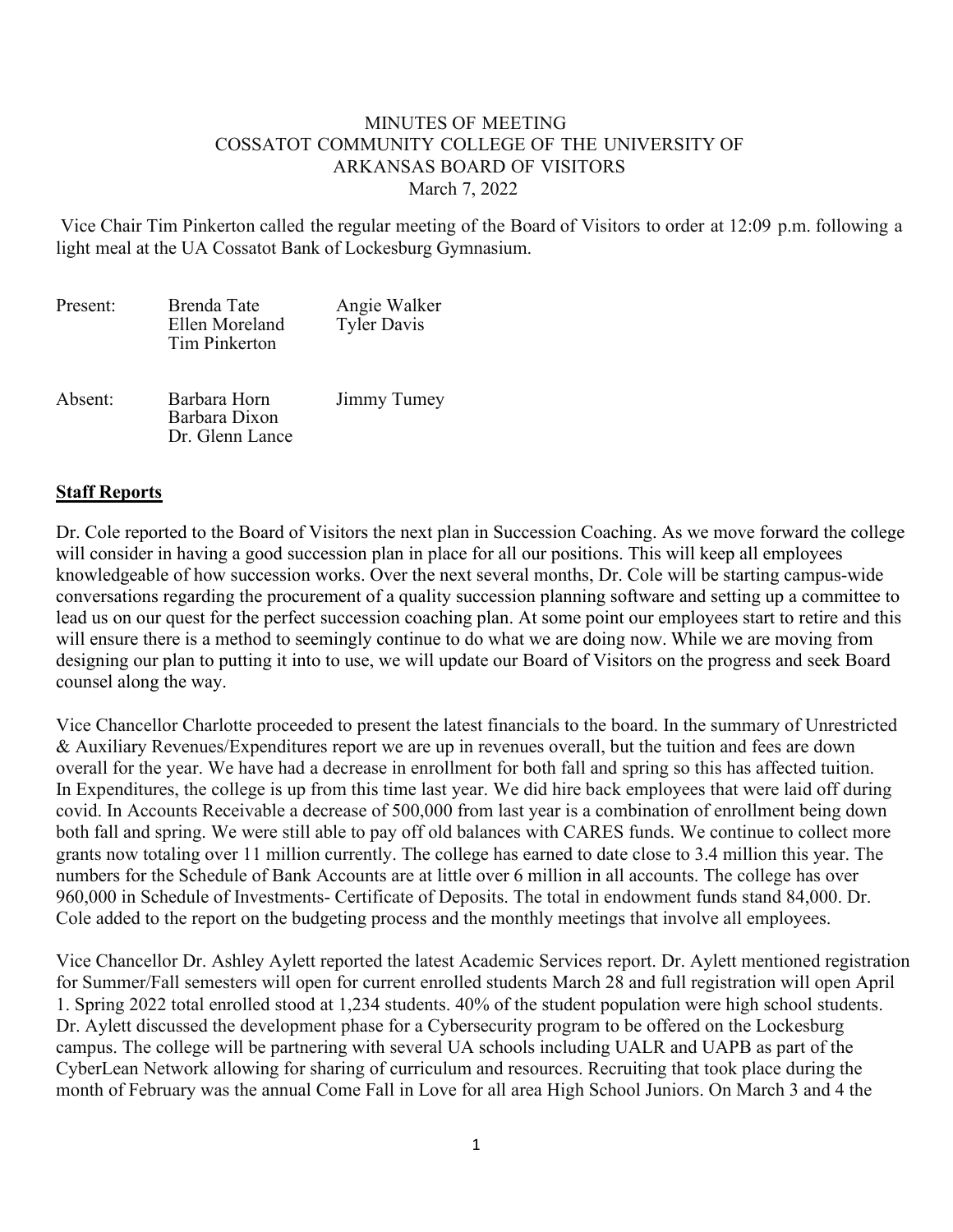MINUTES OF MEETING
COSSATOT COMMUNITY COLLEGE OF THE UNIVERSITY OF
ARKANSAS BOARD OF VISITORS
March 7, 2022

Vice Chair Tim Pinkerton called the regular meeting of the Board of Visitors to order at 12:09 p.m. following a light meal at the UA Cossatot Bank of Lockesburg Gymnasium.

| | | |
|---|---|---|
| Present: | Brenda Tate | Angie Walker |
| | Ellen Moreland | Tyler Davis |
| | Tim Pinkerton | |
| Absent: | Barbara Horn | Jimmy Tumey |
| | Barbara Dixon | |
| | Dr. Glenn Lance | |

## **Staff Reports**

Dr. Cole reported to the Board of Visitors the next plan in Succession Coaching. As we move forward the college will consider in having a good succession plan in place for all our positions. This will keep all employees knowledgeable of how succession works. Over the next several months, Dr. Cole will be starting campus-wide conversations regarding the procurement of a quality succession planning software and setting up a committee to lead us on our quest for the perfect succession coaching plan. At some point our employees start to retire and this will ensure there is a method to seemingly continue to do what we are doing now. While we are moving from designing our plan to putting it into to use, we will update our Board of Visitors on the progress and seek Board counsel along the way.

Vice Chancellor Charlotte proceeded to present the latest financials to the board. In the summary of Unrestricted & Auxiliary Revenues/Expenditures report we are up in revenues overall, but the tuition and fees are down overall for the year. We have had a decrease in enrollment for both fall and spring so this has affected tuition. In Expenditures, the college is up from this time last year. We did hire back employees that were laid off during covid. In Accounts Receivable a decrease of 500,000 from last year is a combination of enrollment being down both fall and spring. We were still able to pay off old balances with CARES funds. We continue to collect more grants now totaling over 11 million currently. The college has earned to date close to 3.4 million this year. The numbers for the Schedule of Bank Accounts are at little over 6 million in all accounts. The college has over 960,000 in Schedule of Investments- Certificate of Deposits. The total in endowment funds stand 84,000. Dr. Cole added to the report on the budgeting process and the monthly meetings that involve all employees.

Vice Chancellor Dr. Ashley Aylett reported the latest Academic Services report. Dr. Aylett mentioned registration for Summer/Fall semesters will open for current enrolled students March 28 and full registration will open April 1. Spring 2022 total enrolled stood at 1,234 students. 40% of the student population were high school students. Dr. Aylett discussed the development phase for a Cybersecurity program to be offered on the Lockesburg campus. The college will be partnering with several UA schools including UALR and UAPB as part of the CyberLean Network allowing for sharing of curriculum and resources. Recruiting that took place during the month of February was the annual Come Fall in Love for all area High School Juniors. On March 3 and 4 the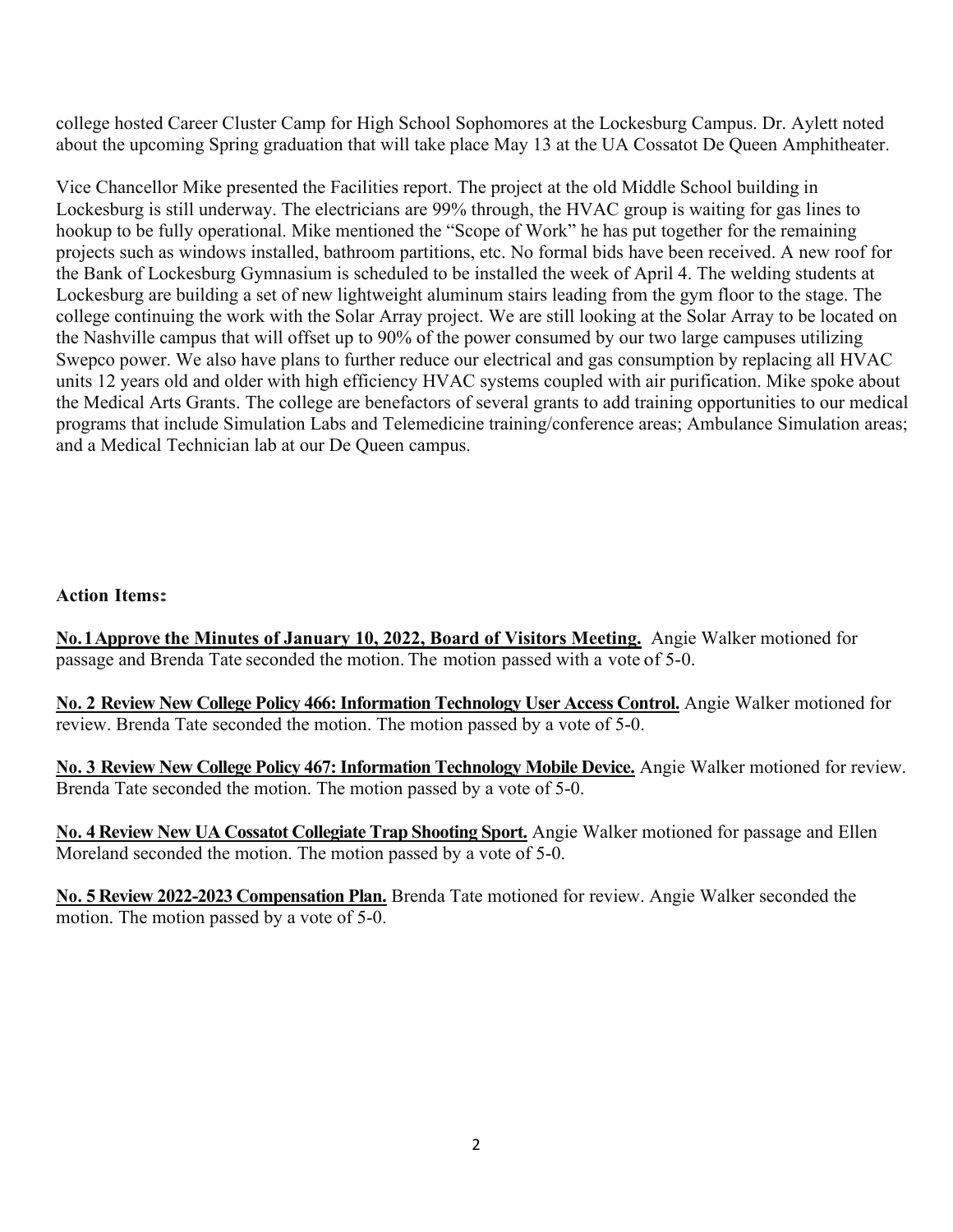college hosted Career Cluster Camp for High School Sophomores at the Lockesburg Campus. Dr. Aylett noted about the upcoming Spring graduation that will take place May 13 at the UA Cossatot De Queen Amphitheater.

Vice Chancellor Mike presented the Facilities report. The project at the old Middle School building in Lockesburg is still underway. The electricians are 99% through, the HVAC group is waiting for gas lines to hookup to be fully operational. Mike mentioned the "Scope of Work" he has put together for the remaining projects such as windows installed, bathroom partitions, etc. No formal bids have been received. A new roof for the Bank of Lockesburg Gymnasium is scheduled to be installed the week of April 4. The welding students at Lockesburg are building a set of new lightweight aluminum stairs leading from the gym floor to the stage. The college continuing the work with the Solar Array project. We are still looking at the Solar Array to be located on the Nashville campus that will offset up to 90% of the power consumed by our two large campuses utilizing Swepco power. We also have plans to further reduce our electrical and gas consumption by replacing all HVAC units 12 years old and older with high efficiency HVAC systems coupled with air purification. Mike spoke about the Medical Arts Grants. The college are benefactors of several grants to add training opportunities to our medical programs that include Simulation Labs and Telemedicine training/conference areas; Ambulance Simulation areas; and a Medical Technician lab at our De Queen campus.

**Action Items:**

**No. 1 Approve the Minutes of January 10, 2022, Board of Visitors Meeting.** Angie Walker motioned for passage and Brenda Tate seconded the motion. The motion passed with a vote of 5-0.

**No. 2 Review New College Policy 466: Information Technology User Access Control.** Angie Walker motioned for review. Brenda Tate seconded the motion. The motion passed by a vote of 5-0.

**No. 3 Review New College Policy 467: Information Technology Mobile Device.** Angie Walker motioned for review. Brenda Tate seconded the motion. The motion passed by a vote of 5-0.

**No. 4 Review New UA Cossatot Collegiate Trap Shooting Sport.** Angie Walker motioned for passage and Ellen Moreland seconded the motion. The motion passed by a vote of 5-0.

**No. 5 Review 2022-2023 Compensation Plan.** Brenda Tate motioned for review. Angie Walker seconded the motion. The motion passed by a vote of 5-0.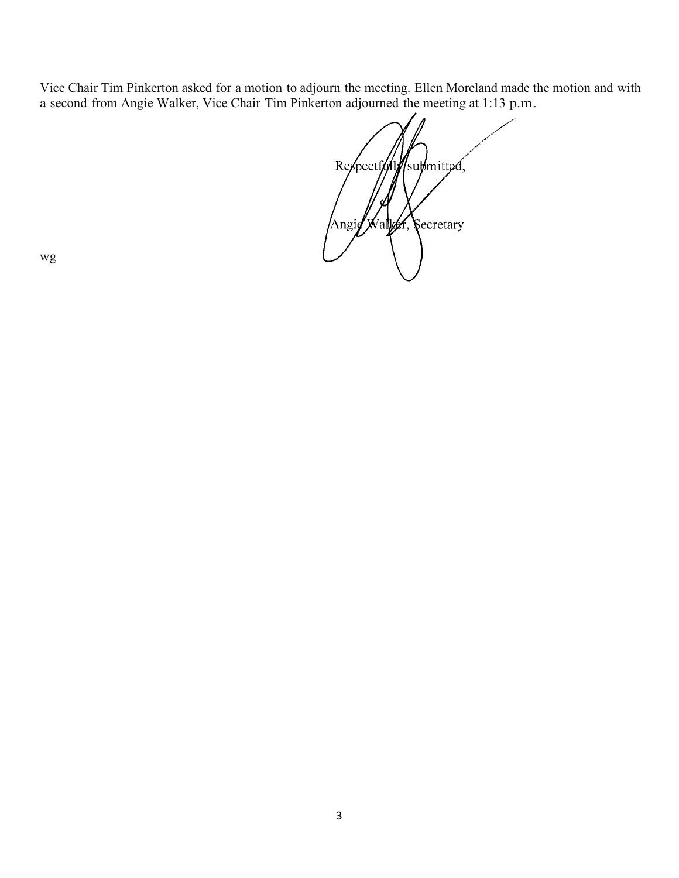Vice Chair Tim Pinkerton asked for a motion to adjourn the meeting. Ellen Moreland made the motion and with a second from Angie Walker, Vice Chair Tim Pinkerton adjourned the meeting at 1:13 p.m.

Respectfully submitted,

Angie Walker, Secretary

wg